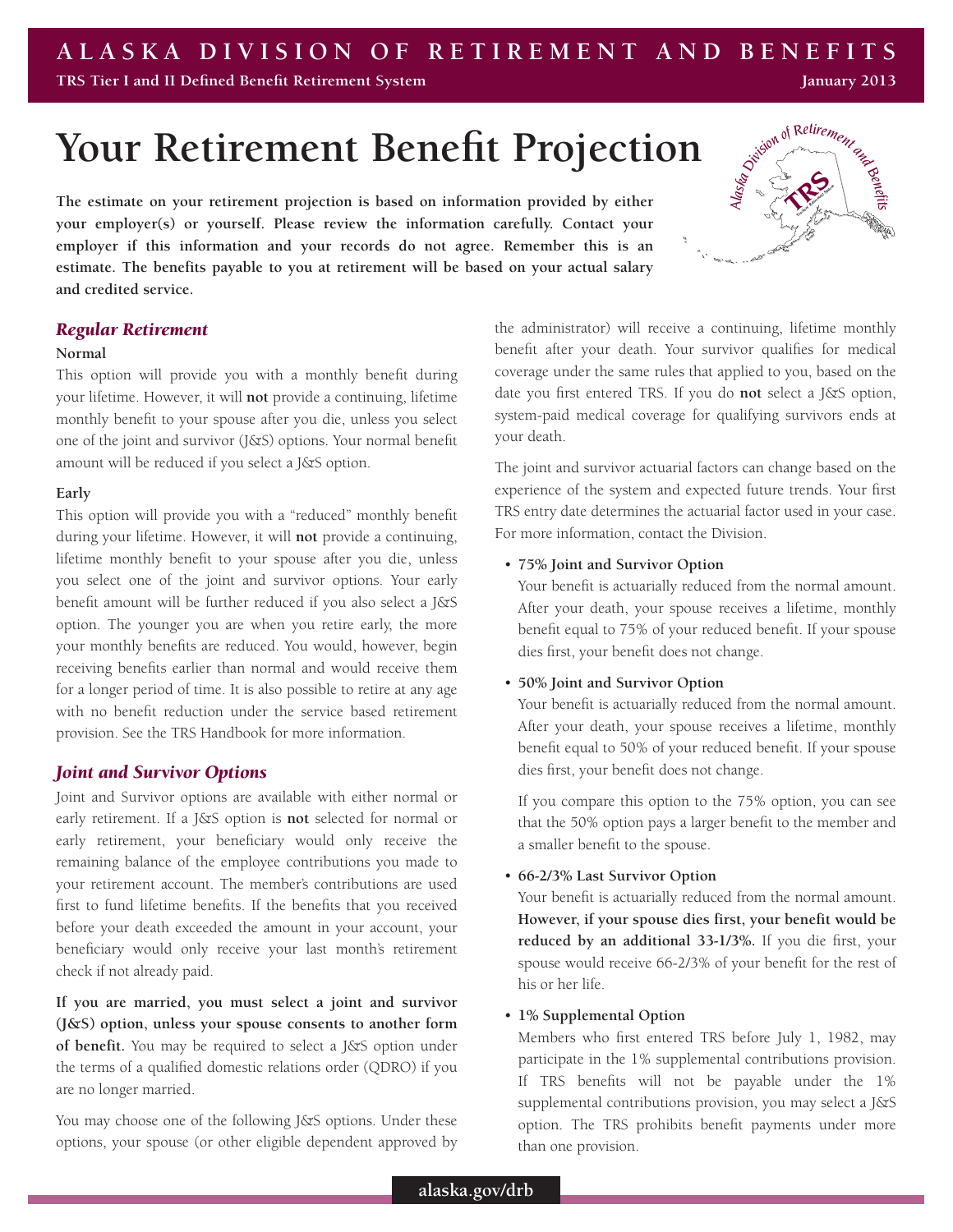# ALASKA DIVISION OF RETIREMENT AND BENEFITS

**TRS Tier I and II Defined Benefit Retirement System** — **January 2013**

# Your Retirement Benefit Projection

**The estimate on your retirement projection is based on information provided by either your employer(s) or yourself. Please review the information carefully. Contact your employer if this information and your records do not agree. Remember this is an estimate. The benefits payable to you at retirement will be based on your actual salary and credited service.**

## *Regular Retirement*

**Normal**

This option will provide you with a monthly benefit during your lifetime. However, it will **not** provide a continuing, lifetime monthly benefit to your spouse after you die, unless you select one of the joint and survivor (J&S) options. Your normal benefit amount will be reduced if you select a J&S option.

**Early**

This option will provide you with a "reduced" monthly benefit during your lifetime. However, it will **not** provide a continuing, lifetime monthly benefit to your spouse after you die, unless you select one of the joint and survivor options. Your early benefit amount will be further reduced if you also select a J&S option. The younger you are when you retire early, the more your monthly benefits are reduced. You would, however, begin receiving benefits earlier than normal and would receive them for a longer period of time. It is also possible to retire at any age with no benefit reduction under the service based retirement provision. See the TRS Handbook for more information.

## *Joint and Survivor Options*

Joint and Survivor options are available with either normal or early retirement. If a J&S option is **not** selected for normal or early retirement, your beneficiary would only receive the remaining balance of the employee contributions you made to your retirement account. The member's contributions are used first to fund lifetime benefits. If the benefits that you received before your death exceeded the amount in your account, your beneficiary would only receive your last month's retirement check if not already paid.

**If you are married, you must select a joint and survivor (J&S) option, unless your spouse consents to another form of benefit.** You may be required to select a J&S option under the terms of a qualified domestic relations order (QDRO) if you are no longer married.

You may choose one of the following J&S options. Under these options, your spouse (or other eligible dependent approved by the administrator) will receive a continuing, lifetime monthly benefit after your death. Your survivor qualifies for medical coverage under the same rules that applied to you, based on the date you first entered TRS. If you do **not** select a J&S option, system-paid medical coverage for qualifying survivors ends at your death.

The joint and survivor actuarial factors can change based on the experience of the system and expected future trends. Your first TRS entry date determines the actuarial factor used in your case. For more information, contact the Division.

- **75% Joint and Survivor Option**

  Your benefit is actuarially reduced from the normal amount. After your death, your spouse receives a lifetime, monthly benefit equal to 75% of your reduced benefit. If your spouse dies first, your benefit does not change.

- **50% Joint and Survivor Option**

  Your benefit is actuarially reduced from the normal amount. After your death, your spouse receives a lifetime, monthly benefit equal to 50% of your reduced benefit. If your spouse dies first, your benefit does not change.

  If you compare this option to the 75% option, you can see that the 50% option pays a larger benefit to the member and a smaller benefit to the spouse.

- **66-2/3% Last Survivor Option**

  Your benefit is actuarially reduced from the normal amount. **However, if your spouse dies first, your benefit would be reduced by an additional 33-1/3%.** If you die first, your spouse would receive 66-2/3% of your benefit for the rest of his or her life.

- **1% Supplemental Option**

  Members who first entered TRS before July 1, 1982, may participate in the 1% supplemental contributions provision. If TRS benefits will not be payable under the 1% supplemental contributions provision, you may select a J&S option. The TRS prohibits benefit payments under more than one provision.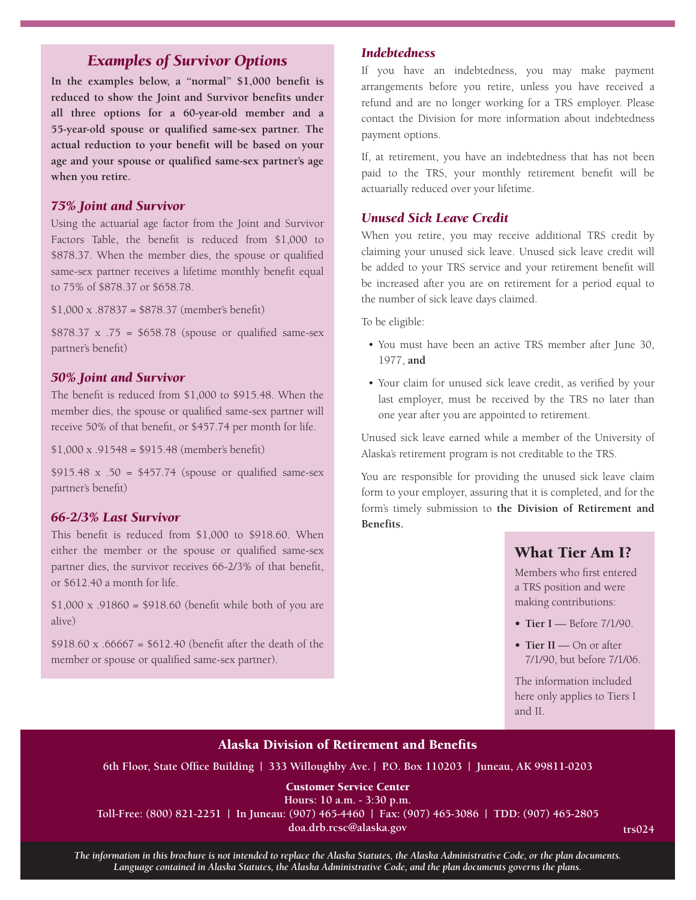## *Examples of Survivor Options*

**In the examples below, a "normal" $1,000 benefit is reduced to show the Joint and Survivor benefits under all three options for a 60-year-old member and a 55-year-old spouse or qualified same-sex partner. The actual reduction to your benefit will be based on your age and your spouse or qualified same-sex partner's age when you retire.**

### *75% Joint and Survivor*

Using the actuarial age factor from the Joint and Survivor Factors Table, the benefit is reduced from $1,000 to $878.37. When the member dies, the spouse or qualified same-sex partner receives a lifetime monthly benefit equal to 75% of $878.37 or $658.78.

$1,000 x .87837 = $878.37 (member's benefit)

$878.37 x .75 = $658.78 (spouse or qualified same-sex partner's benefit)

### *50% Joint and Survivor*

The benefit is reduced from $1,000 to $915.48. When the member dies, the spouse or qualified same-sex partner will receive 50% of that benefit, or $457.74 per month for life.

$1,000 x .91548 = $915.48 (member's benefit)

$915.48 x .50 = $457.74 (spouse or qualified same-sex partner's benefit)

### *66-2/3% Last Survivor*

This benefit is reduced from $1,000 to $918.60. When either the member or the spouse or qualified same-sex partner dies, the survivor receives 66-2/3% of that benefit, or $612.40 a month for life.

$1,000 x .91860 = $918.60 (benefit while both of you are alive)

$918.60 x .66667 = $612.40 (benefit after the death of the member or spouse or qualified same-sex partner).

### *Indebtedness*

If you have an indebtedness, you may make payment arrangements before you retire, unless you have received a refund and are no longer working for a TRS employer. Please contact the Division for more information about indebtedness payment options.

If, at retirement, you have an indebtedness that has not been paid to the TRS, your monthly retirement benefit will be actuarially reduced over your lifetime.

### *Unused Sick Leave Credit*

When you retire, you may receive additional TRS credit by claiming your unused sick leave. Unused sick leave credit will be added to your TRS service and your retirement benefit will be increased after you are on retirement for a period equal to the number of sick leave days claimed.

To be eligible:

- You must have been an active TRS member after June 30, 1977, **and**
- Your claim for unused sick leave credit, as verified by your last employer, must be received by the TRS no later than one year after you are appointed to retirement.

Unused sick leave earned while a member of the University of Alaska's retirement program is not creditable to the TRS.

You are responsible for providing the unused sick leave claim form to your employer, assuring that it is completed, and for the form's timely submission to **the Division of Retirement and Benefits.**

### What Tier Am I?

Members who first entered a TRS position and were making contributions:

- **Tier I** — Before 7/1/90.
- **Tier II** — On or after 7/1/90, but before 7/1/06.

The information included here only applies to Tiers I and II.

**Alaska Division of Retirement and Benefits**

**6th Floor, State Office Building | 333 Willoughby Ave. | P.O. Box 110203 | Juneau, AK 99811-0203**

**Customer Service Center**
**Hours: 10 a.m. - 3:30 p.m.**
**Toll-Free: (800) 821-2251 | In Juneau: (907) 465-4460 | Fax: (907) 465-3086 | TDD: (907) 465-2805**
**doa.drb.rcsc@alaska.gov**

trs024

*The information in this brochure is not intended to replace the Alaska Statutes, the Alaska Administrative Code, or the plan documents. Language contained in Alaska Statutes, the Alaska Administrative Code, and the plan documents governs the plans.*